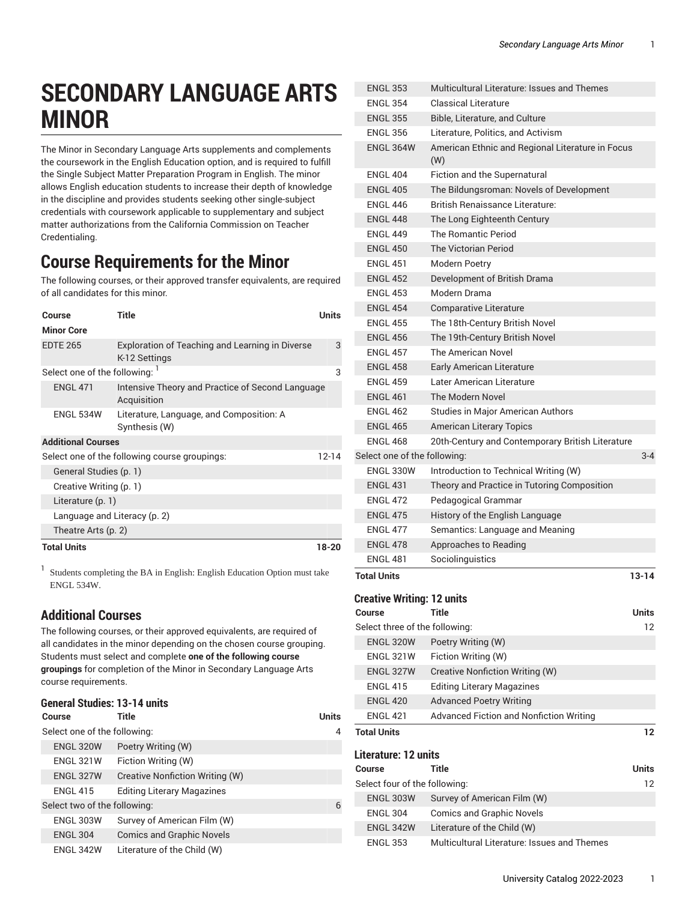# SECONDARY LANGUAGE ARTS MINOR

The Minor in Secondary Language Arts supplements and complements the coursework in the English Education option, and is required to fulfill the Single Subject Matter Preparation Program in English. The minor allows English education students to increase their depth of knowledge in the discipline and provides students seeking other single-subject credentials with coursework applicable to supplementary and subject matter authorizations from the California Commission on Teacher Credentialing.

## Course Requirements for the Minor

The following courses, or their approved transfer equivalents, are required of all candidates for this minor.

| Course | Title | Units |
|---|---|---|
| **Minor Core** | | |
| EDTE 265 | Exploration of Teaching and Learning in Diverse K-12 Settings | 3 |
| Select one of the following: [1] | | 3 |
| ENGL 471 | Intensive Theory and Practice of Second Language Acquisition | |
| ENGL 534W | Literature, Language, and Composition: A Synthesis (W) | |
| **Additional Courses** | | |
| Select one of the following course groupings: | | 12-14 |
| General Studies (p. 1) | | |
| Creative Writing (p. 1) | | |
| Literature (p. 1) | | |
| Language and Literacy (p. 2) | | |
| Theatre Arts (p. 2) | | |
| **Total Units** | | **18-20** |

[1] Students completing the BA in English: English Education Option must take ENGL 534W.

## Additional Courses

The following courses, or their approved equivalents, are required of all candidates in the minor depending on the chosen course grouping. Students must select and complete **one of the following course groupings** for completion of the Minor in Secondary Language Arts course requirements.

### General Studies: 13-14 units

| Course | Title | Units |
|---|---|---|
| Select one of the following: | | 4 |
| ENGL 320W | Poetry Writing (W) | |
| ENGL 321W | Fiction Writing (W) | |
| ENGL 327W | Creative Nonfiction Writing (W) | |
| ENGL 415 | Editing Literary Magazines | |
| Select two of the following: | | 6 |
| ENGL 303W | Survey of American Film (W) | |
| ENGL 304 | Comics and Graphic Novels | |
| ENGL 342W | Literature of the Child (W) | |
| ENGL 353 | Multicultural Literature: Issues and Themes | |
| ENGL 354 | Classical Literature | |
| ENGL 355 | Bible, Literature, and Culture | |
| ENGL 356 | Literature, Politics, and Activism | |
| ENGL 364W | American Ethnic and Regional Literature in Focus (W) | |
| ENGL 404 | Fiction and the Supernatural | |
| ENGL 405 | The Bildungsroman: Novels of Development | |
| ENGL 446 | British Renaissance Literature: | |
| ENGL 448 | The Long Eighteenth Century | |
| ENGL 449 | The Romantic Period | |
| ENGL 450 | The Victorian Period | |
| ENGL 451 | Modern Poetry | |
| ENGL 452 | Development of British Drama | |
| ENGL 453 | Modern Drama | |
| ENGL 454 | Comparative Literature | |
| ENGL 455 | The 18th-Century British Novel | |
| ENGL 456 | The 19th-Century British Novel | |
| ENGL 457 | The American Novel | |
| ENGL 458 | Early American Literature | |
| ENGL 459 | Later American Literature | |
| ENGL 461 | The Modern Novel | |
| ENGL 462 | Studies in Major American Authors | |
| ENGL 465 | American Literary Topics | |
| ENGL 468 | 20th-Century and Contemporary British Literature | |
| Select one of the following: | | 3-4 |
| ENGL 330W | Introduction to Technical Writing (W) | |
| ENGL 431 | Theory and Practice in Tutoring Composition | |
| ENGL 472 | Pedagogical Grammar | |
| ENGL 475 | History of the English Language | |
| ENGL 477 | Semantics: Language and Meaning | |
| ENGL 478 | Approaches to Reading | |
| ENGL 481 | Sociolinguistics | |
| **Total Units** | | **13-14** |

### Creative Writing: 12 units

| Course | Title | Units |
|---|---|---|
| Select three of the following: | | 12 |
| ENGL 320W | Poetry Writing (W) | |
| ENGL 321W | Fiction Writing (W) | |
| ENGL 327W | Creative Nonfiction Writing (W) | |
| ENGL 415 | Editing Literary Magazines | |
| ENGL 420 | Advanced Poetry Writing | |
| ENGL 421 | Advanced Fiction and Nonfiction Writing | |
| **Total Units** | | **12** |

### Literature: 12 units

| Course | Title | Units |
|---|---|---|
| Select four of the following: | | 12 |
| ENGL 303W | Survey of American Film (W) | |
| ENGL 304 | Comics and Graphic Novels | |
| ENGL 342W | Literature of the Child (W) | |
| ENGL 353 | Multicultural Literature: Issues and Themes | |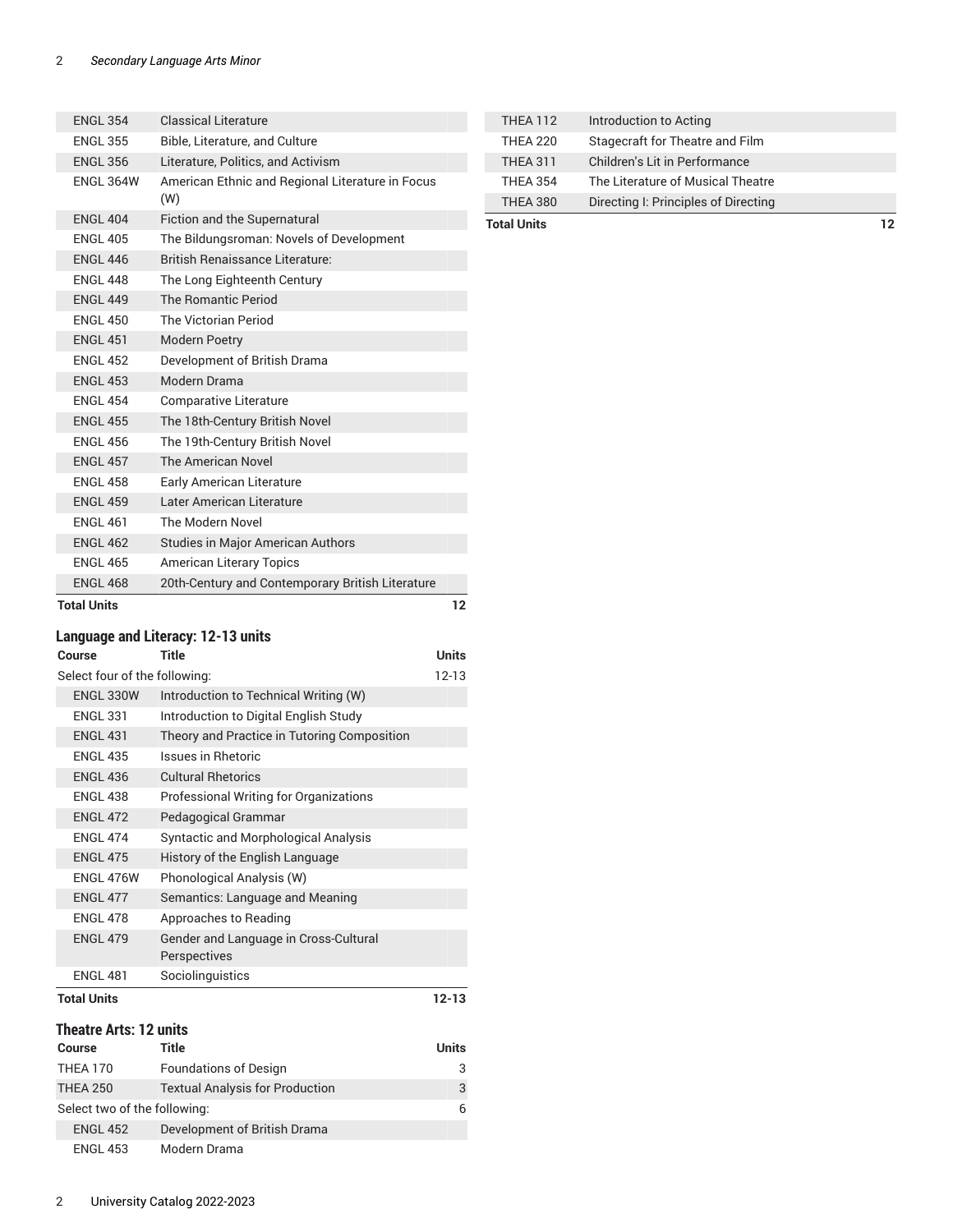| | | |
|---|---|---|
| ENGL 354 | Classical Literature | |
| ENGL 355 | Bible, Literature, and Culture | |
| ENGL 356 | Literature, Politics, and Activism | |
| ENGL 364W | American Ethnic and Regional Literature in Focus (W) | |
| ENGL 404 | Fiction and the Supernatural | |
| ENGL 405 | The Bildungsroman: Novels of Development | |
| ENGL 446 | British Renaissance Literature: | |
| ENGL 448 | The Long Eighteenth Century | |
| ENGL 449 | The Romantic Period | |
| ENGL 450 | The Victorian Period | |
| ENGL 451 | Modern Poetry | |
| ENGL 452 | Development of British Drama | |
| ENGL 453 | Modern Drama | |
| ENGL 454 | Comparative Literature | |
| ENGL 455 | The 18th-Century British Novel | |
| ENGL 456 | The 19th-Century British Novel | |
| ENGL 457 | The American Novel | |
| ENGL 458 | Early American Literature | |
| ENGL 459 | Later American Literature | |
| ENGL 461 | The Modern Novel | |
| ENGL 462 | Studies in Major American Authors | |
| ENGL 465 | American Literary Topics | |
| ENGL 468 | 20th-Century and Contemporary British Literature | |
| **Total Units** | | **12** |

## Language and Literacy: 12-13 units

| Course | Title | Units |
|---|---|---|
| Select four of the following: | | 12-13 |
| ENGL 330W | Introduction to Technical Writing (W) | |
| ENGL 331 | Introduction to Digital English Study | |
| ENGL 431 | Theory and Practice in Tutoring Composition | |
| ENGL 435 | Issues in Rhetoric | |
| ENGL 436 | Cultural Rhetorics | |
| ENGL 438 | Professional Writing for Organizations | |
| ENGL 472 | Pedagogical Grammar | |
| ENGL 474 | Syntactic and Morphological Analysis | |
| ENGL 475 | History of the English Language | |
| ENGL 476W | Phonological Analysis (W) | |
| ENGL 477 | Semantics: Language and Meaning | |
| ENGL 478 | Approaches to Reading | |
| ENGL 479 | Gender and Language in Cross-Cultural Perspectives | |
| ENGL 481 | Sociolinguistics | |
| **Total Units** | | **12-13** |

## Theatre Arts: 12 units

| Course | Title | Units |
|---|---|---|
| THEA 170 | Foundations of Design | 3 |
| THEA 250 | Textual Analysis for Production | 3 |
| Select two of the following: | | 6 |
| ENGL 452 | Development of British Drama | |
| ENGL 453 | Modern Drama | |
| THEA 112 | Introduction to Acting | |
| THEA 220 | Stagecraft for Theatre and Film | |
| THEA 311 | Children's Lit in Performance | |
| THEA 354 | The Literature of Musical Theatre | |
| THEA 380 | Directing I: Principles of Directing | |
| **Total Units** | | **12** |